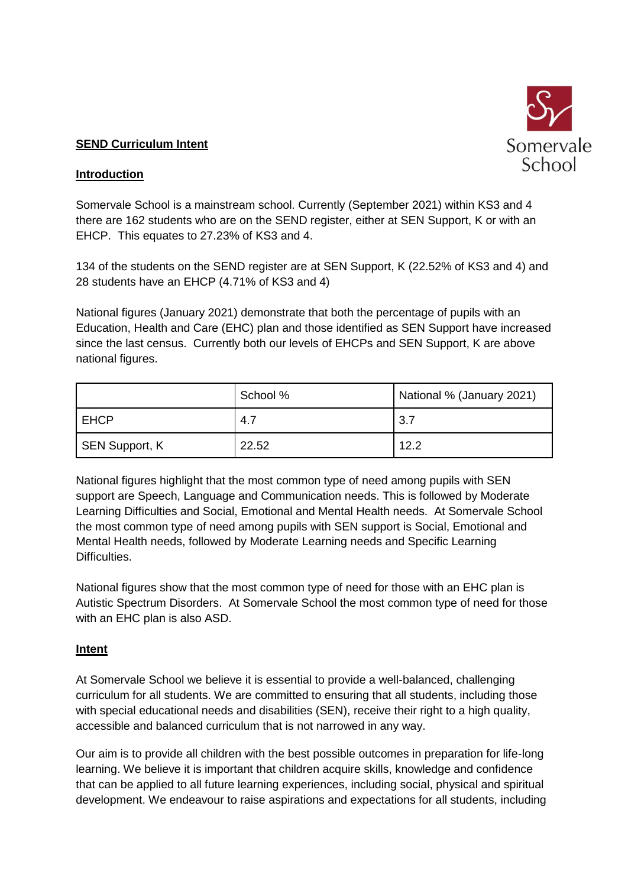**SEND Curriculum Intent**

**Introduction**

Somervale School is a mainstream school. Currently (September 2021) within KS3 and 4 there are 162 students who are on the SEND register, either at SEN Support, K or with an EHCP. This equates to 27.23% of KS3 and 4.

134 of the students on the SEND register are at SEN Support, K (22.52% of KS3 and 4) and 28 students have an EHCP (4.71% of KS3 and 4)

National figures (January 2021) demonstrate that both the percentage of pupils with an Education, Health and Care (EHC) plan and those identified as SEN Support have increased since the last census. Currently both our levels of EHCPs and SEN Support, K are above national figures.

| | School % | National % (January 2021) |
|---|---|---|
| EHCP | 4.7 | 3.7 |
| SEN Support, K | 22.52 | 12.2 |

National figures highlight that the most common type of need among pupils with SEN support are Speech, Language and Communication needs. This is followed by Moderate Learning Difficulties and Social, Emotional and Mental Health needs. At Somervale School the most common type of need among pupils with SEN support is Social, Emotional and Mental Health needs, followed by Moderate Learning needs and Specific Learning Difficulties.

National figures show that the most common type of need for those with an EHC plan is Autistic Spectrum Disorders. At Somervale School the most common type of need for those with an EHC plan is also ASD.

**Intent**

At Somervale School we believe it is essential to provide a well-balanced, challenging curriculum for all students. We are committed to ensuring that all students, including those with special educational needs and disabilities (SEN), receive their right to a high quality, accessible and balanced curriculum that is not narrowed in any way.

Our aim is to provide all children with the best possible outcomes in preparation for life-long learning. We believe it is important that children acquire skills, knowledge and confidence that can be applied to all future learning experiences, including social, physical and spiritual development. We endeavour to raise aspirations and expectations for all students, including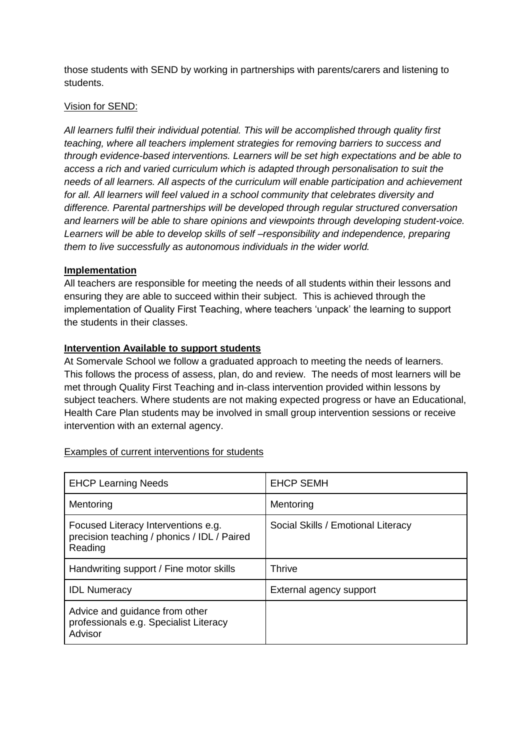those students with SEND by working in partnerships with parents/carers and listening to students.

Vision for SEND:

*All learners fulfil their individual potential. This will be accomplished through quality first teaching, where all teachers implement strategies for removing barriers to success and through evidence-based interventions. Learners will be set high expectations and be able to access a rich and varied curriculum which is adapted through personalisation to suit the needs of all learners. All aspects of the curriculum will enable participation and achievement for all. All learners will feel valued in a school community that celebrates diversity and difference. Parental partnerships will be developed through regular structured conversation and learners will be able to share opinions and viewpoints through developing student-voice. Learners will be able to develop skills of self –responsibility and independence, preparing them to live successfully as autonomous individuals in the wider world.*

**Implementation**

All teachers are responsible for meeting the needs of all students within their lessons and ensuring they are able to succeed within their subject. This is achieved through the implementation of Quality First Teaching, where teachers 'unpack' the learning to support the students in their classes.

**Intervention Available to support students**

At Somervale School we follow a graduated approach to meeting the needs of learners. This follows the process of assess, plan, do and review. The needs of most learners will be met through Quality First Teaching and in-class intervention provided within lessons by subject teachers. Where students are not making expected progress or have an Educational, Health Care Plan students may be involved in small group intervention sessions or receive intervention with an external agency.

Examples of current interventions for students

| EHCP Learning Needs | EHCP SEMH |
|---|---|
| Mentoring | Mentoring |
| Focused Literacy Interventions e.g. precision teaching / phonics / IDL / Paired Reading | Social Skills / Emotional Literacy |
| Handwriting support / Fine motor skills | Thrive |
| IDL Numeracy | External agency support |
| Advice and guidance from other professionals e.g. Specialist Literacy Advisor | |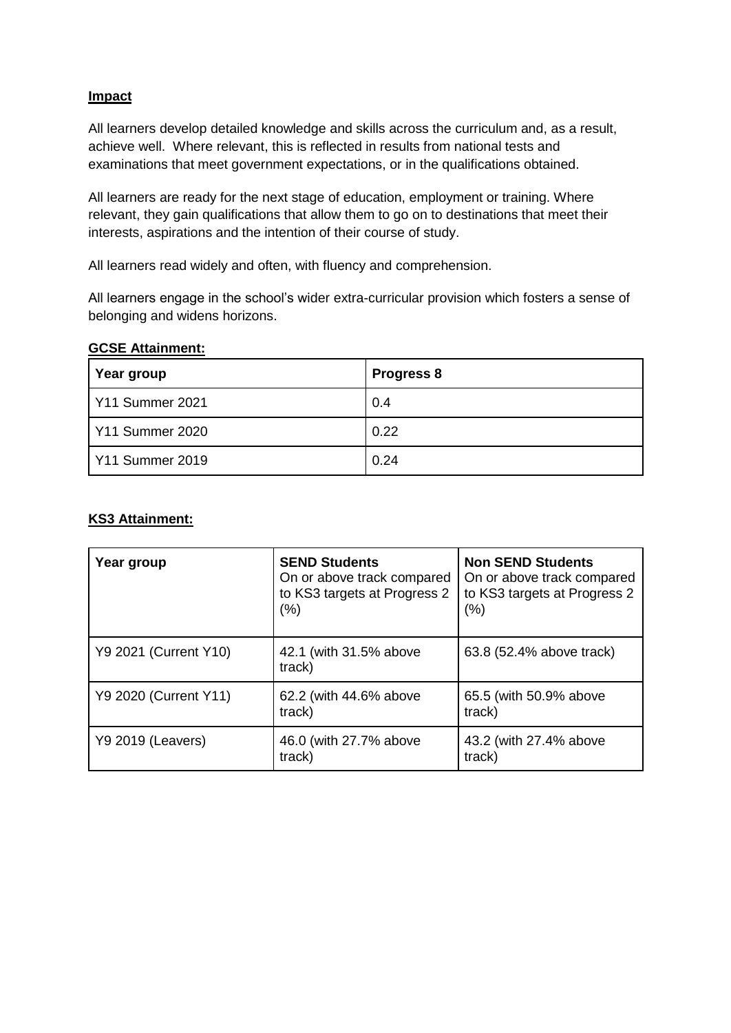**Impact**

All learners develop detailed knowledge and skills across the curriculum and, as a result, achieve well. Where relevant, this is reflected in results from national tests and examinations that meet government expectations, or in the qualifications obtained.

All learners are ready for the next stage of education, employment or training. Where relevant, they gain qualifications that allow them to go on to destinations that meet their interests, aspirations and the intention of their course of study.

All learners read widely and often, with fluency and comprehension.

All learners engage in the school's wider extra-curricular provision which fosters a sense of belonging and widens horizons.

**GCSE Attainment:**

| Year group | Progress 8 |
| --- | --- |
| Y11 Summer 2021 | 0.4 |
| Y11 Summer 2020 | 0.22 |
| Y11 Summer 2019 | 0.24 |

**KS3 Attainment:**

| Year group | **SEND Students** On or above track compared to KS3 targets at Progress 2 (%) | **Non SEND Students** On or above track compared to KS3 targets at Progress 2 (%) |
| --- | --- | --- |
| Y9 2021 (Current Y10) | 42.1 (with 31.5% above track) | 63.8 (52.4% above track) |
| Y9 2020 (Current Y11) | 62.2 (with 44.6% above track) | 65.5 (with 50.9% above track) |
| Y9 2019 (Leavers) | 46.0 (with 27.7% above track) | 43.2 (with 27.4% above track) |